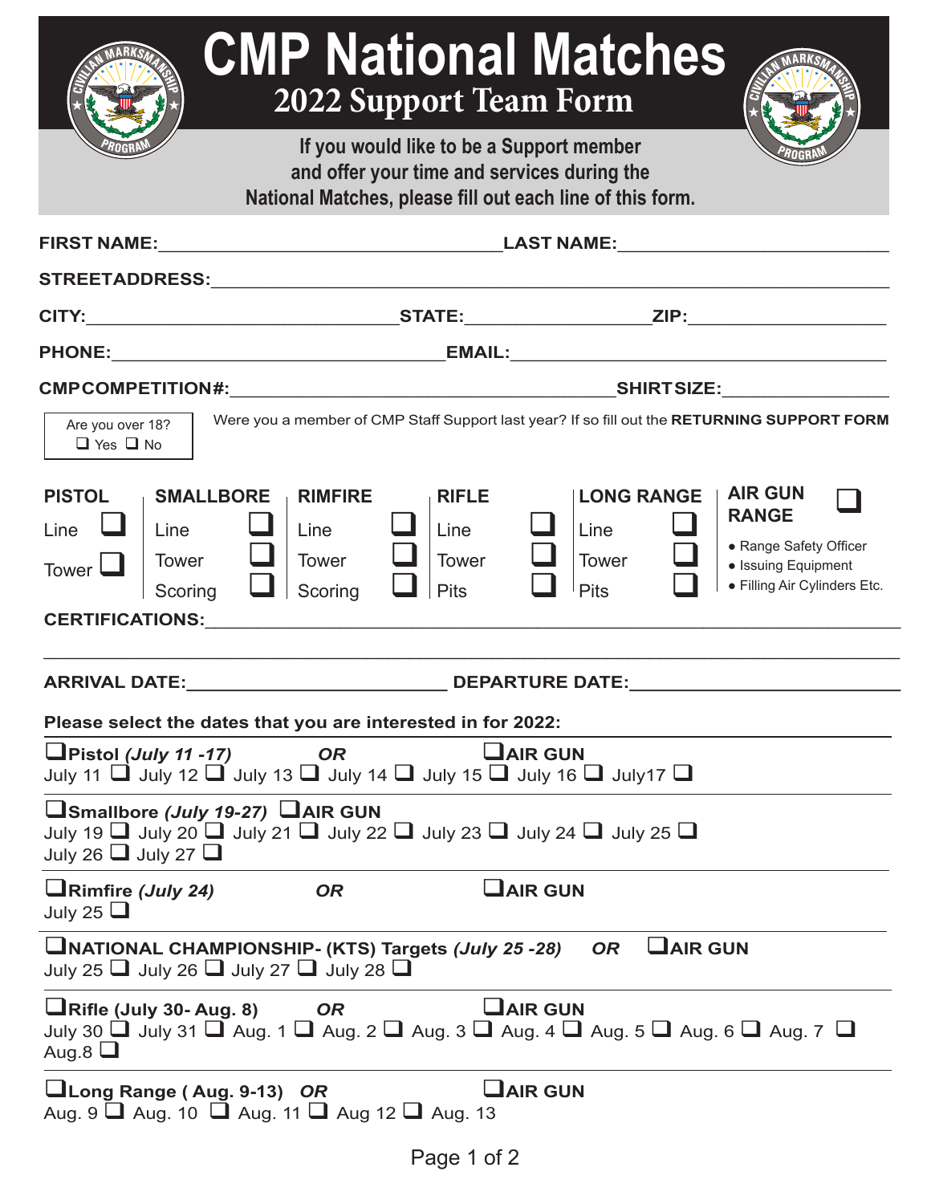# CMP National Matches

## 2022 Support Team Form

**If you would like to be a Support member and offer your time and services during the National Matches, please fill out each line of this form.**

**FIRST NAME:**\_\_\_\_\_\_\_\_\_\_\_\_\_\_\_\_\_\_\_\_\_\_\_\_\_\_\_\_\_\_ **LAST NAME:**\_\_\_\_\_\_\_\_\_\_\_\_\_\_\_\_\_\_\_\_\_\_\_\_

**STREETADDRESS:**\_\_\_\_\_\_\_\_\_\_\_\_\_\_\_\_\_\_\_\_\_\_\_\_\_\_\_\_\_\_\_\_\_\_\_\_\_\_\_\_\_\_\_\_\_\_\_\_\_\_\_\_

**CITY:**\_\_\_\_\_\_\_\_\_\_\_\_\_\_\_\_\_\_\_\_\_\_\_\_\_\_ **STATE:**\_\_\_\_\_\_\_\_\_\_\_\_\_\_\_\_ **ZIP:**\_\_\_\_\_\_\_\_\_\_\_\_\_\_\_\_

**PHONE:**\_\_\_\_\_\_\_\_\_\_\_\_\_\_\_\_\_\_\_\_\_\_\_\_\_\_\_\_ **EMAIL:**\_\_\_\_\_\_\_\_\_\_\_\_\_\_\_\_\_\_\_\_\_\_\_\_\_\_\_\_\_\_\_\_

**CMPCOMPETITION#:**\_\_\_\_\_\_\_\_\_\_\_\_\_\_\_\_\_\_\_\_\_\_\_\_\_\_\_\_\_\_\_\_\_\_ **SHIRTSIZE:**\_\_\_\_\_\_\_\_\_\_\_\_\_\_

Are you over 18?
❑ Yes ❑ No

Were you a member of CMP Staff Support last year? If so fill out the **RETURNING SUPPORT FORM**

| PISTOL | SMALLBORE | RIMFIRE | RIFLE | LONG RANGE | AIR GUN RANGE ❑ |
|---|---|---|---|---|---|
| Line ❑ | Line ❑ | Line ❑ | Line ❑ | Line ❑ | • Range Safety Officer |
| Tower ❑ | Tower ❑ | Tower ❑ | Tower ❑ | Tower ❑ | • Issuing Equipment |
| | Scoring ❑ | Scoring ❑ | Pits ❑ | Pits ❑ | • Filling Air Cylinders Etc. |

**CERTIFICATIONS:**\_\_\_\_\_\_\_\_\_\_\_\_\_\_\_\_\_\_\_\_\_\_\_\_\_\_\_\_\_\_\_\_\_\_\_\_\_\_\_\_\_\_\_\_\_\_\_\_\_\_\_\_

\_\_\_\_\_\_\_\_\_\_\_\_\_\_\_\_\_\_\_\_\_\_\_\_\_\_\_\_\_\_\_\_\_\_\_\_\_\_\_\_\_\_\_\_\_\_\_\_\_\_\_\_\_\_\_\_\_\_\_\_\_\_\_\_

**ARRIVAL DATE:**\_\_\_\_\_\_\_\_\_\_\_\_\_\_\_\_\_\_\_\_\_\_ **DEPARTURE DATE:**\_\_\_\_\_\_\_\_\_\_\_\_\_\_\_\_\_\_\_\_\_\_

**Please select the dates that you are interested in for 2022:**

❑**Pistol *(July 11 -17)*** ***OR*** ❑**AIR GUN**
July 11 ❑ July 12 ❑ July 13 ❑ July 14 ❑ July 15 ❑ July 16 ❑ July17 ❑

❑**Smallbore *(July 19-27)*** ❑**AIR GUN**
July 19 ❑ July 20 ❑ July 21 ❑ July 22 ❑ July 23 ❑ July 24 ❑ July 25 ❑
July 26 ❑ July 27 ❑

❑**Rimfire *(July 24)*** ***OR*** ❑**AIR GUN**
July 25 ❑

❑**NATIONAL CHAMPIONSHIP- (KTS) Targets *(July 25 -28)*** ***OR*** ❑**AIR GUN**
July 25 ❑ July 26 ❑ July 27 ❑ July 28 ❑

❑**Rifle (July 30- Aug. 8)** ***OR*** ❑**AIR GUN**
July 30 ❑ July 31 ❑ Aug. 1 ❑ Aug. 2 ❑ Aug. 3 ❑ Aug. 4 ❑ Aug. 5 ❑ Aug. 6 ❑ Aug. 7 ❑
Aug.8 ❑

❑**Long Range ( Aug. 9-13)** ***OR*** ❑**AIR GUN**
Aug. 9 ❑ Aug. 10 ❑ Aug. 11 ❑ Aug 12 ❑ Aug. 13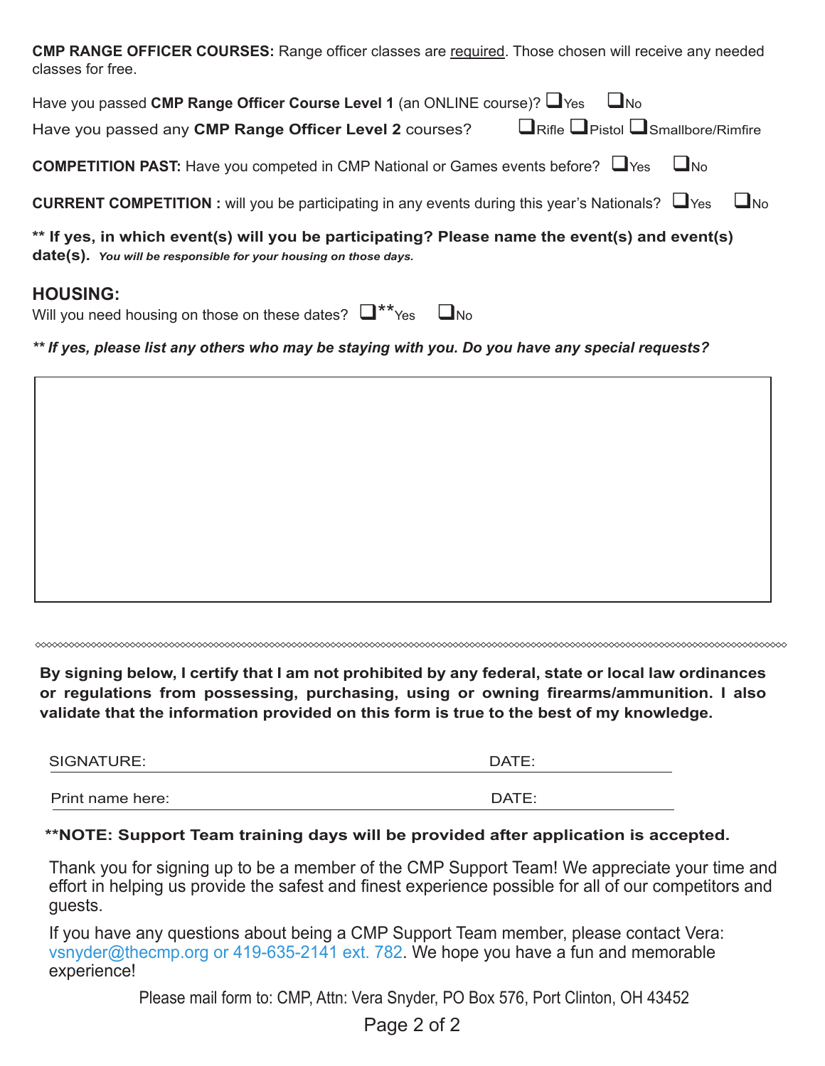**CMP RANGE OFFICER COURSES:** Range officer classes are required. Those chosen will receive any needed classes for free.

Have you passed **CMP Range Officer Course Level 1** (an ONLINE course)? ☐ Yes ☐ No

Have you passed any **CMP Range Officer Level 2** courses? ☐ Rifle ☐ Pistol ☐ Smallbore/Rimfire

**COMPETITION PAST:** Have you competed in CMP National or Games events before? ☐ Yes ☐ No

**CURRENT COMPETITION :** will you be participating in any events during this year's Nationals? ☐ Yes ☐ No

**** If yes, in which event(s) will you be participating? Please name the event(s) and event(s) date(s).** ***You will be responsible for your housing on those days.***

## HOUSING:

Will you need housing on those on these dates? ☐ **Yes ☐ No

***** If yes, please list any others who may be staying with you. Do you have any special requests?***

---

**By signing below, I certify that I am not prohibited by any federal, state or local law ordinances or regulations from possessing, purchasing, using or owning firearms/ammunition. I also validate that the information provided on this form is true to the best of my knowledge.**

SIGNATURE: ______________________________ DATE: ______________

Print name here: ______________________________ DATE: ______________

****NOTE: Support Team training days will be provided after application is accepted.**

Thank you for signing up to be a member of the CMP Support Team! We appreciate your time and effort in helping us provide the safest and finest experience possible for all of our competitors and guests.

If you have any questions about being a CMP Support Team member, please contact Vera: vsnyder@thecmp.org or 419-635-2141 ext. 782. We hope you have a fun and memorable experience!

Please mail form to: CMP, Attn: Vera Snyder, PO Box 576, Port Clinton, OH 43452